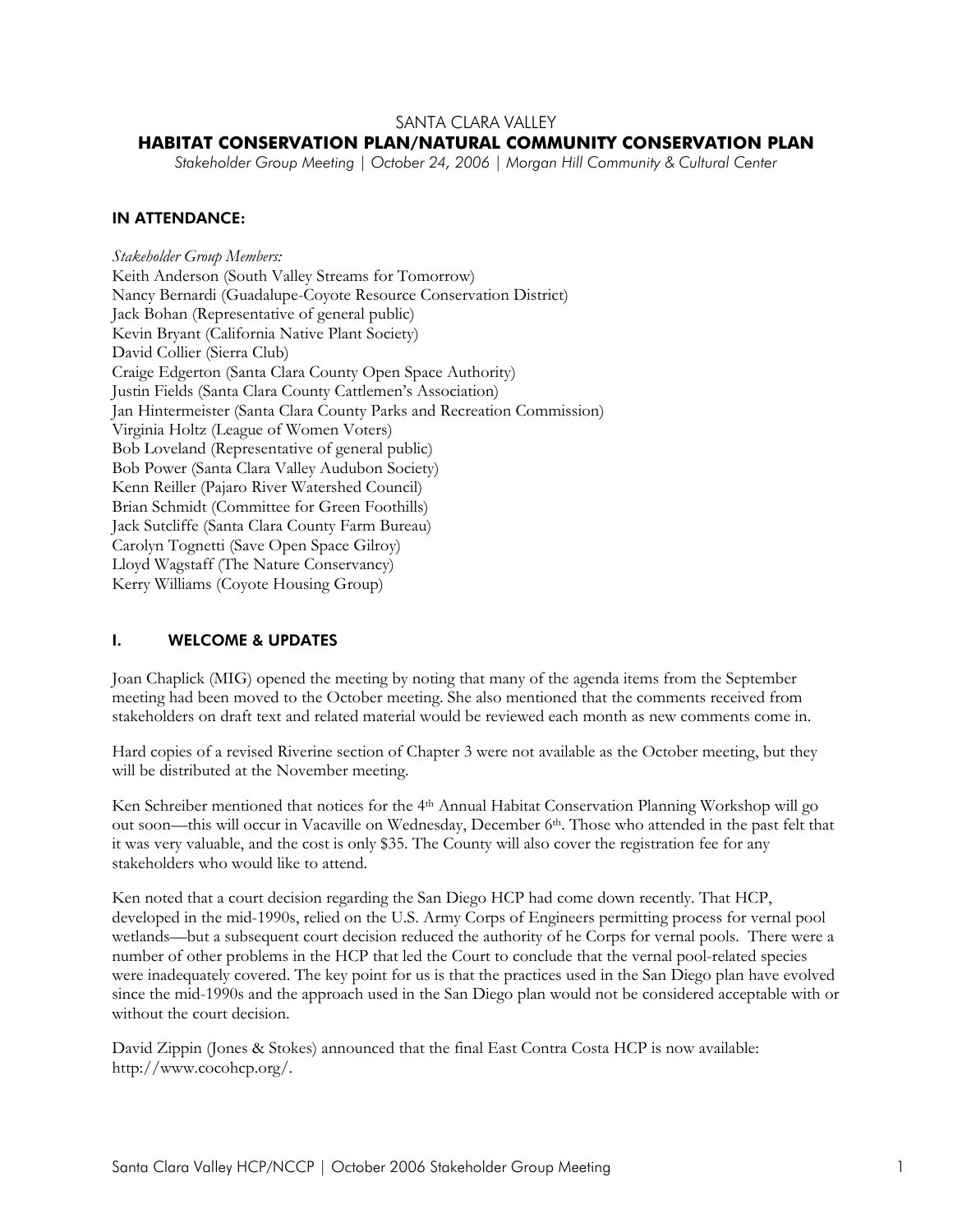# SANTA CLARA VALLEY

## HABITAT CONSERVATION PLAN/NATURAL COMMUNITY CONSERVATION PLAN

*Stakeholder Group Meeting | October 24, 2006 | Morgan Hill Community & Cultural Center*

### IN ATTENDANCE:

*Stakeholder Group Members:*
Keith Anderson (South Valley Streams for Tomorrow)
Nancy Bernardi (Guadalupe-Coyote Resource Conservation District)
Jack Bohan (Representative of general public)
Kevin Bryant (California Native Plant Society)
David Collier (Sierra Club)
Craige Edgerton (Santa Clara County Open Space Authority)
Justin Fields (Santa Clara County Cattlemen's Association)
Jan Hintermeister (Santa Clara County Parks and Recreation Commission)
Virginia Holtz (League of Women Voters)
Bob Loveland (Representative of general public)
Bob Power (Santa Clara Valley Audubon Society)
Kenn Reiller (Pajaro River Watershed Council)
Brian Schmidt (Committee for Green Foothills)
Jack Sutcliffe (Santa Clara County Farm Bureau)
Carolyn Tognetti (Save Open Space Gilroy)
Lloyd Wagstaff (The Nature Conservancy)
Kerry Williams (Coyote Housing Group)

### I. WELCOME & UPDATES

Joan Chaplick (MIG) opened the meeting by noting that many of the agenda items from the September meeting had been moved to the October meeting. She also mentioned that the comments received from stakeholders on draft text and related material would be reviewed each month as new comments come in.

Hard copies of a revised Riverine section of Chapter 3 were not available as the October meeting, but they will be distributed at the November meeting.

Ken Schreiber mentioned that notices for the 4th Annual Habitat Conservation Planning Workshop will go out soon—this will occur in Vacaville on Wednesday, December 6th. Those who attended in the past felt that it was very valuable, and the cost is only $35. The County will also cover the registration fee for any stakeholders who would like to attend.

Ken noted that a court decision regarding the San Diego HCP had come down recently. That HCP, developed in the mid-1990s, relied on the U.S. Army Corps of Engineers permitting process for vernal pool wetlands—but a subsequent court decision reduced the authority of he Corps for vernal pools. There were a number of other problems in the HCP that led the Court to conclude that the vernal pool-related species were inadequately covered. The key point for us is that the practices used in the San Diego plan have evolved since the mid-1990s and the approach used in the San Diego plan would not be considered acceptable with or without the court decision.

David Zippin (Jones & Stokes) announced that the final East Contra Costa HCP is now available: http://www.cocohcp.org/.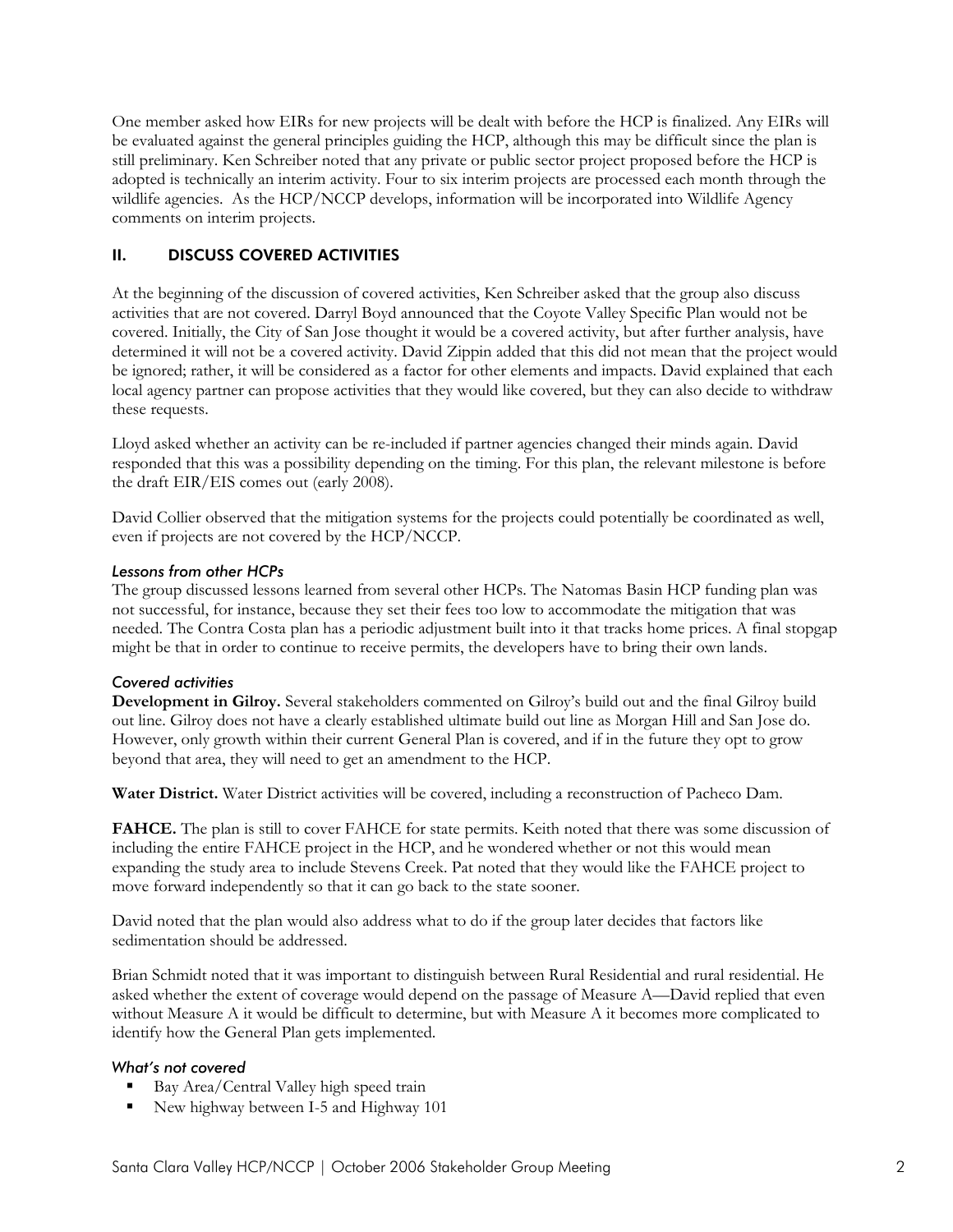One member asked how EIRs for new projects will be dealt with before the HCP is finalized. Any EIRs will be evaluated against the general principles guiding the HCP, although this may be difficult since the plan is still preliminary. Ken Schreiber noted that any private or public sector project proposed before the HCP is adopted is technically an interim activity. Four to six interim projects are processed each month through the wildlife agencies. As the HCP/NCCP develops, information will be incorporated into Wildlife Agency comments on interim projects.

## II. DISCUSS COVERED ACTIVITIES

At the beginning of the discussion of covered activities, Ken Schreiber asked that the group also discuss activities that are not covered. Darryl Boyd announced that the Coyote Valley Specific Plan would not be covered. Initially, the City of San Jose thought it would be a covered activity, but after further analysis, have determined it will not be a covered activity. David Zippin added that this did not mean that the project would be ignored; rather, it will be considered as a factor for other elements and impacts. David explained that each local agency partner can propose activities that they would like covered, but they can also decide to withdraw these requests.

Lloyd asked whether an activity can be re-included if partner agencies changed their minds again. David responded that this was a possibility depending on the timing. For this plan, the relevant milestone is before the draft EIR/EIS comes out (early 2008).

David Collier observed that the mitigation systems for the projects could potentially be coordinated as well, even if projects are not covered by the HCP/NCCP.

### *Lessons from other HCPs*

The group discussed lessons learned from several other HCPs. The Natomas Basin HCP funding plan was not successful, for instance, because they set their fees too low to accommodate the mitigation that was needed. The Contra Costa plan has a periodic adjustment built into it that tracks home prices. A final stopgap might be that in order to continue to receive permits, the developers have to bring their own lands.

### *Covered activities*

**Development in Gilroy.** Several stakeholders commented on Gilroy's build out and the final Gilroy build out line. Gilroy does not have a clearly established ultimate build out line as Morgan Hill and San Jose do. However, only growth within their current General Plan is covered, and if in the future they opt to grow beyond that area, they will need to get an amendment to the HCP.

**Water District.** Water District activities will be covered, including a reconstruction of Pacheco Dam.

**FAHCE.** The plan is still to cover FAHCE for state permits. Keith noted that there was some discussion of including the entire FAHCE project in the HCP, and he wondered whether or not this would mean expanding the study area to include Stevens Creek. Pat noted that they would like the FAHCE project to move forward independently so that it can go back to the state sooner.

David noted that the plan would also address what to do if the group later decides that factors like sedimentation should be addressed.

Brian Schmidt noted that it was important to distinguish between Rural Residential and rural residential. He asked whether the extent of coverage would depend on the passage of Measure A—David replied that even without Measure A it would be difficult to determine, but with Measure A it becomes more complicated to identify how the General Plan gets implemented.

### *What's not covered*

- Bay Area/Central Valley high speed train
- New highway between I-5 and Highway 101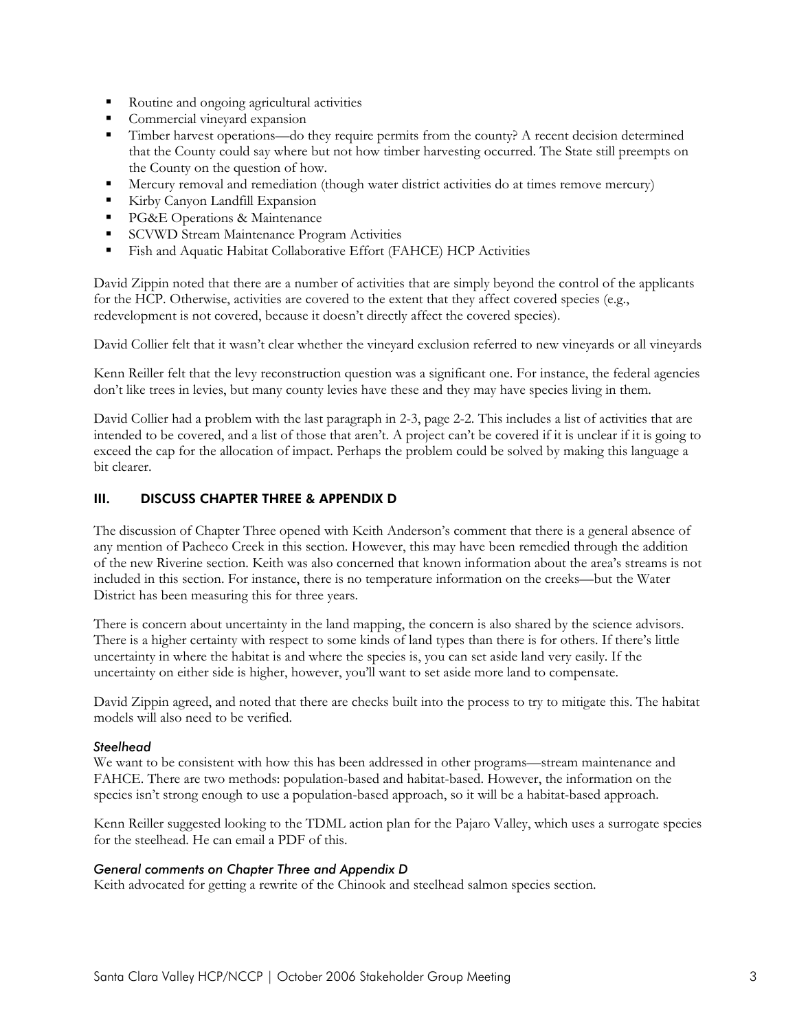- Routine and ongoing agricultural activities
- Commercial vineyard expansion
- Timber harvest operations—do they require permits from the county? A recent decision determined that the County could say where but not how timber harvesting occurred. The State still preempts on the County on the question of how.
- Mercury removal and remediation (though water district activities do at times remove mercury)
- Kirby Canyon Landfill Expansion
- PG&E Operations & Maintenance
- SCVWD Stream Maintenance Program Activities
- Fish and Aquatic Habitat Collaborative Effort (FAHCE) HCP Activities

David Zippin noted that there are a number of activities that are simply beyond the control of the applicants for the HCP. Otherwise, activities are covered to the extent that they affect covered species (e.g., redevelopment is not covered, because it doesn't directly affect the covered species).

David Collier felt that it wasn't clear whether the vineyard exclusion referred to new vineyards or all vineyards

Kenn Reiller felt that the levy reconstruction question was a significant one. For instance, the federal agencies don't like trees in levies, but many county levies have these and they may have species living in them.

David Collier had a problem with the last paragraph in 2-3, page 2-2. This includes a list of activities that are intended to be covered, and a list of those that aren't. A project can't be covered if it is unclear if it is going to exceed the cap for the allocation of impact. Perhaps the problem could be solved by making this language a bit clearer.

## III. DISCUSS CHAPTER THREE & APPENDIX D

The discussion of Chapter Three opened with Keith Anderson's comment that there is a general absence of any mention of Pacheco Creek in this section. However, this may have been remedied through the addition of the new Riverine section. Keith was also concerned that known information about the area's streams is not included in this section. For instance, there is no temperature information on the creeks—but the Water District has been measuring this for three years.

There is concern about uncertainty in the land mapping, the concern is also shared by the science advisors. There is a higher certainty with respect to some kinds of land types than there is for others. If there's little uncertainty in where the habitat is and where the species is, you can set aside land very easily. If the uncertainty on either side is higher, however, you'll want to set aside more land to compensate.

David Zippin agreed, and noted that there are checks built into the process to try to mitigate this. The habitat models will also need to be verified.

### *Steelhead*

We want to be consistent with how this has been addressed in other programs—stream maintenance and FAHCE. There are two methods: population-based and habitat-based. However, the information on the species isn't strong enough to use a population-based approach, so it will be a habitat-based approach.

Kenn Reiller suggested looking to the TDML action plan for the Pajaro Valley, which uses a surrogate species for the steelhead. He can email a PDF of this.

### *General comments on Chapter Three and Appendix D*

Keith advocated for getting a rewrite of the Chinook and steelhead salmon species section.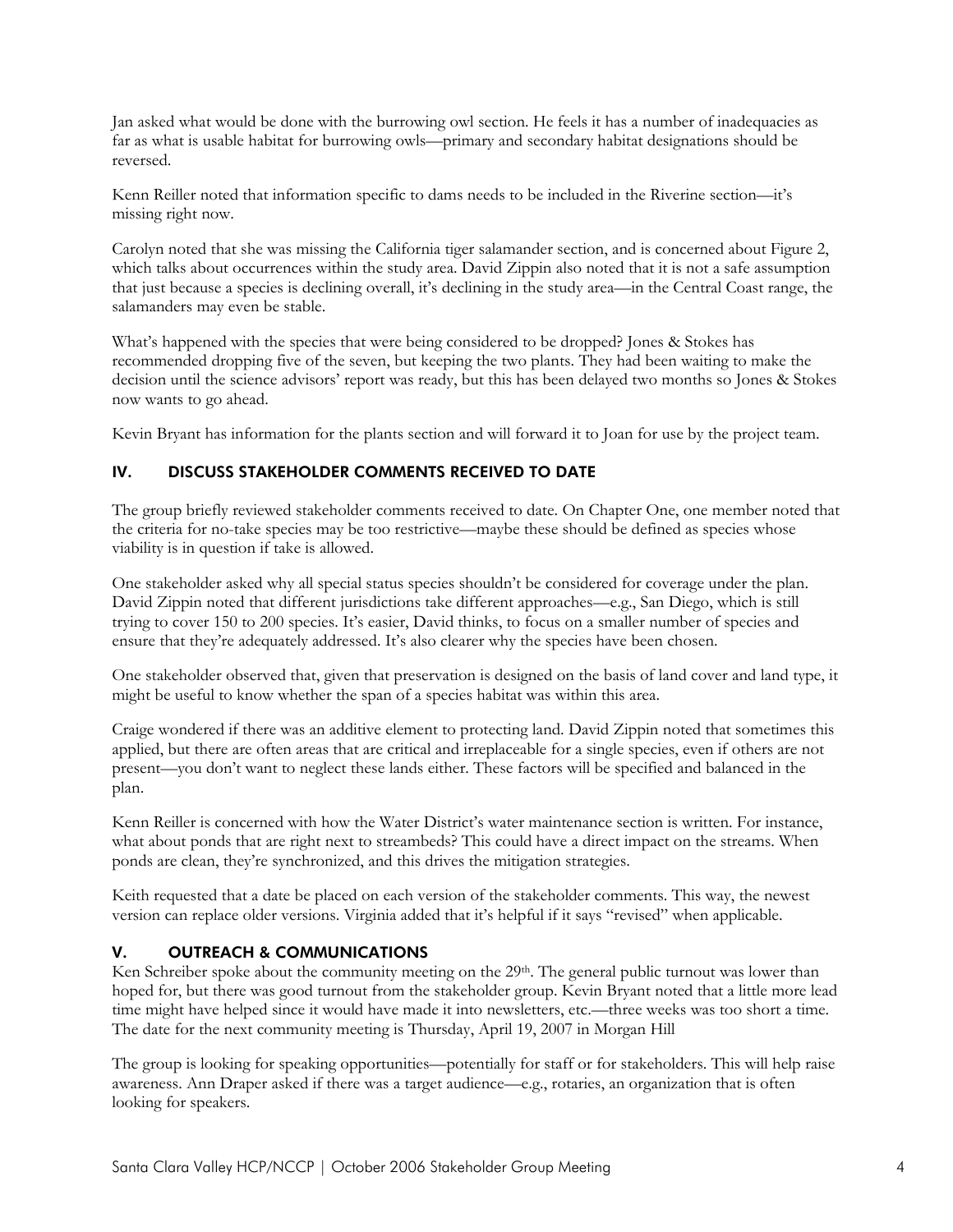Jan asked what would be done with the burrowing owl section. He feels it has a number of inadequacies as far as what is usable habitat for burrowing owls—primary and secondary habitat designations should be reversed.

Kenn Reiller noted that information specific to dams needs to be included in the Riverine section—it's missing right now.

Carolyn noted that she was missing the California tiger salamander section, and is concerned about Figure 2, which talks about occurrences within the study area. David Zippin also noted that it is not a safe assumption that just because a species is declining overall, it's declining in the study area—in the Central Coast range, the salamanders may even be stable.

What's happened with the species that were being considered to be dropped? Jones & Stokes has recommended dropping five of the seven, but keeping the two plants. They had been waiting to make the decision until the science advisors' report was ready, but this has been delayed two months so Jones & Stokes now wants to go ahead.

Kevin Bryant has information for the plants section and will forward it to Joan for use by the project team.

## IV. DISCUSS STAKEHOLDER COMMENTS RECEIVED TO DATE

The group briefly reviewed stakeholder comments received to date. On Chapter One, one member noted that the criteria for no-take species may be too restrictive—maybe these should be defined as species whose viability is in question if take is allowed.

One stakeholder asked why all special status species shouldn't be considered for coverage under the plan. David Zippin noted that different jurisdictions take different approaches—e.g., San Diego, which is still trying to cover 150 to 200 species. It's easier, David thinks, to focus on a smaller number of species and ensure that they're adequately addressed. It's also clearer why the species have been chosen.

One stakeholder observed that, given that preservation is designed on the basis of land cover and land type, it might be useful to know whether the span of a species habitat was within this area.

Craige wondered if there was an additive element to protecting land. David Zippin noted that sometimes this applied, but there are often areas that are critical and irreplaceable for a single species, even if others are not present—you don't want to neglect these lands either. These factors will be specified and balanced in the plan.

Kenn Reiller is concerned with how the Water District's water maintenance section is written. For instance, what about ponds that are right next to streambeds? This could have a direct impact on the streams. When ponds are clean, they're synchronized, and this drives the mitigation strategies.

Keith requested that a date be placed on each version of the stakeholder comments. This way, the newest version can replace older versions. Virginia added that it's helpful if it says "revised" when applicable.

## V. OUTREACH & COMMUNICATIONS

Ken Schreiber spoke about the community meeting on the 29th. The general public turnout was lower than hoped for, but there was good turnout from the stakeholder group. Kevin Bryant noted that a little more lead time might have helped since it would have made it into newsletters, etc.—three weeks was too short a time. The date for the next community meeting is Thursday, April 19, 2007 in Morgan Hill

The group is looking for speaking opportunities—potentially for staff or for stakeholders. This will help raise awareness. Ann Draper asked if there was a target audience—e.g., rotaries, an organization that is often looking for speakers.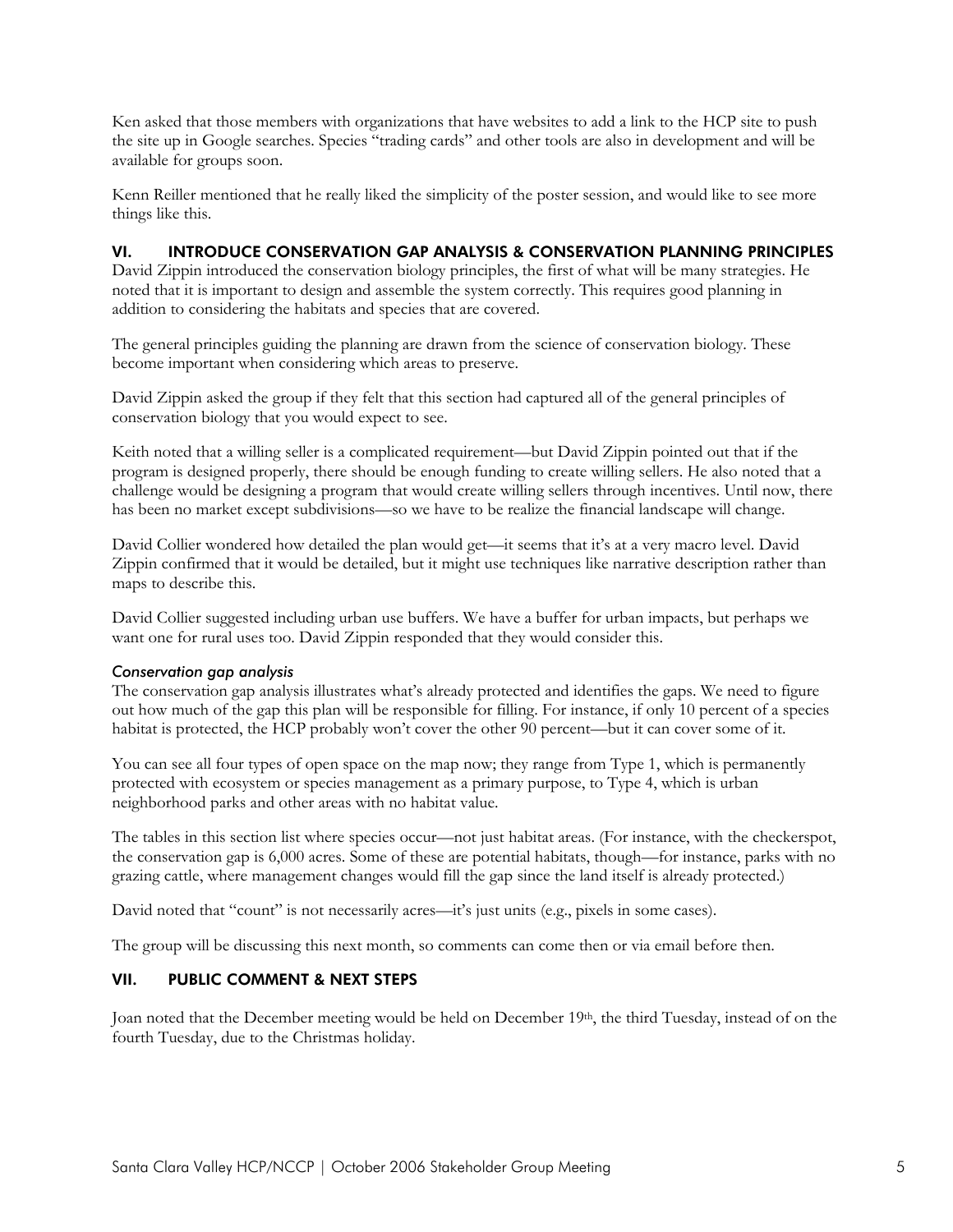Ken asked that those members with organizations that have websites to add a link to the HCP site to push the site up in Google searches. Species "trading cards" and other tools are also in development and will be available for groups soon.

Kenn Reiller mentioned that he really liked the simplicity of the poster session, and would like to see more things like this.

## VI. INTRODUCE CONSERVATION GAP ANALYSIS & CONSERVATION PLANNING PRINCIPLES

David Zippin introduced the conservation biology principles, the first of what will be many strategies. He noted that it is important to design and assemble the system correctly. This requires good planning in addition to considering the habitats and species that are covered.

The general principles guiding the planning are drawn from the science of conservation biology. These become important when considering which areas to preserve.

David Zippin asked the group if they felt that this section had captured all of the general principles of conservation biology that you would expect to see.

Keith noted that a willing seller is a complicated requirement—but David Zippin pointed out that if the program is designed properly, there should be enough funding to create willing sellers. He also noted that a challenge would be designing a program that would create willing sellers through incentives. Until now, there has been no market except subdivisions—so we have to be realize the financial landscape will change.

David Collier wondered how detailed the plan would get—it seems that it's at a very macro level. David Zippin confirmed that it would be detailed, but it might use techniques like narrative description rather than maps to describe this.

David Collier suggested including urban use buffers. We have a buffer for urban impacts, but perhaps we want one for rural uses too. David Zippin responded that they would consider this.

### *Conservation gap analysis*

The conservation gap analysis illustrates what's already protected and identifies the gaps. We need to figure out how much of the gap this plan will be responsible for filling. For instance, if only 10 percent of a species habitat is protected, the HCP probably won't cover the other 90 percent—but it can cover some of it.

You can see all four types of open space on the map now; they range from Type 1, which is permanently protected with ecosystem or species management as a primary purpose, to Type 4, which is urban neighborhood parks and other areas with no habitat value.

The tables in this section list where species occur—not just habitat areas. (For instance, with the checkerspot, the conservation gap is 6,000 acres. Some of these are potential habitats, though—for instance, parks with no grazing cattle, where management changes would fill the gap since the land itself is already protected.)

David noted that "count" is not necessarily acres—it's just units (e.g., pixels in some cases).

The group will be discussing this next month, so comments can come then or via email before then.

## VII. PUBLIC COMMENT & NEXT STEPS

Joan noted that the December meeting would be held on December 19th, the third Tuesday, instead of on the fourth Tuesday, due to the Christmas holiday.